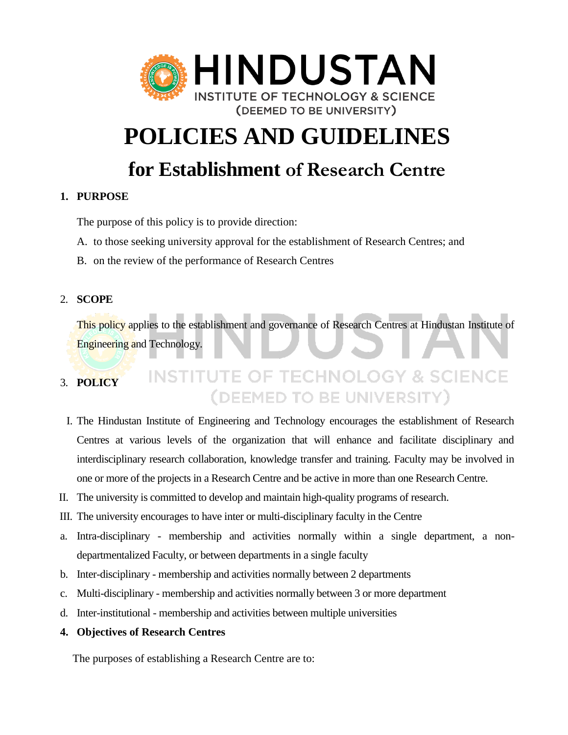# POLICIES AND GUIDELINES

## for Establishment of Research Centre

**1. PURPOSE**

The purpose of this policy is to provide direction:

A. to those seeking university approval for the establishment of Research Centres; and

B. on the review of the performance of Research Centres

**2. SCOPE**

This policy applies to the establishment and governance of Research Centres at Hindustan Institute of Engineering and Technology.

**3. POLICY**

I. The Hindustan Institute of Engineering and Technology encourages the establishment of Research Centres at various levels of the organization that will enhance and facilitate disciplinary and interdisciplinary research collaboration, knowledge transfer and training. Faculty may be involved in one or more of the projects in a Research Centre and be active in more than one Research Centre.

II. The university is committed to develop and maintain high-quality programs of research.

III. The university encourages to have inter or multi-disciplinary faculty in the Centre

a. Intra-disciplinary - membership and activities normally within a single department, a non-departmentalized Faculty, or between departments in a single faculty

b. Inter-disciplinary - membership and activities normally between 2 departments

c. Multi-disciplinary - membership and activities normally between 3 or more department

d. Inter-institutional - membership and activities between multiple universities

**4. Objectives of Research Centres**

The purposes of establishing a Research Centre are to: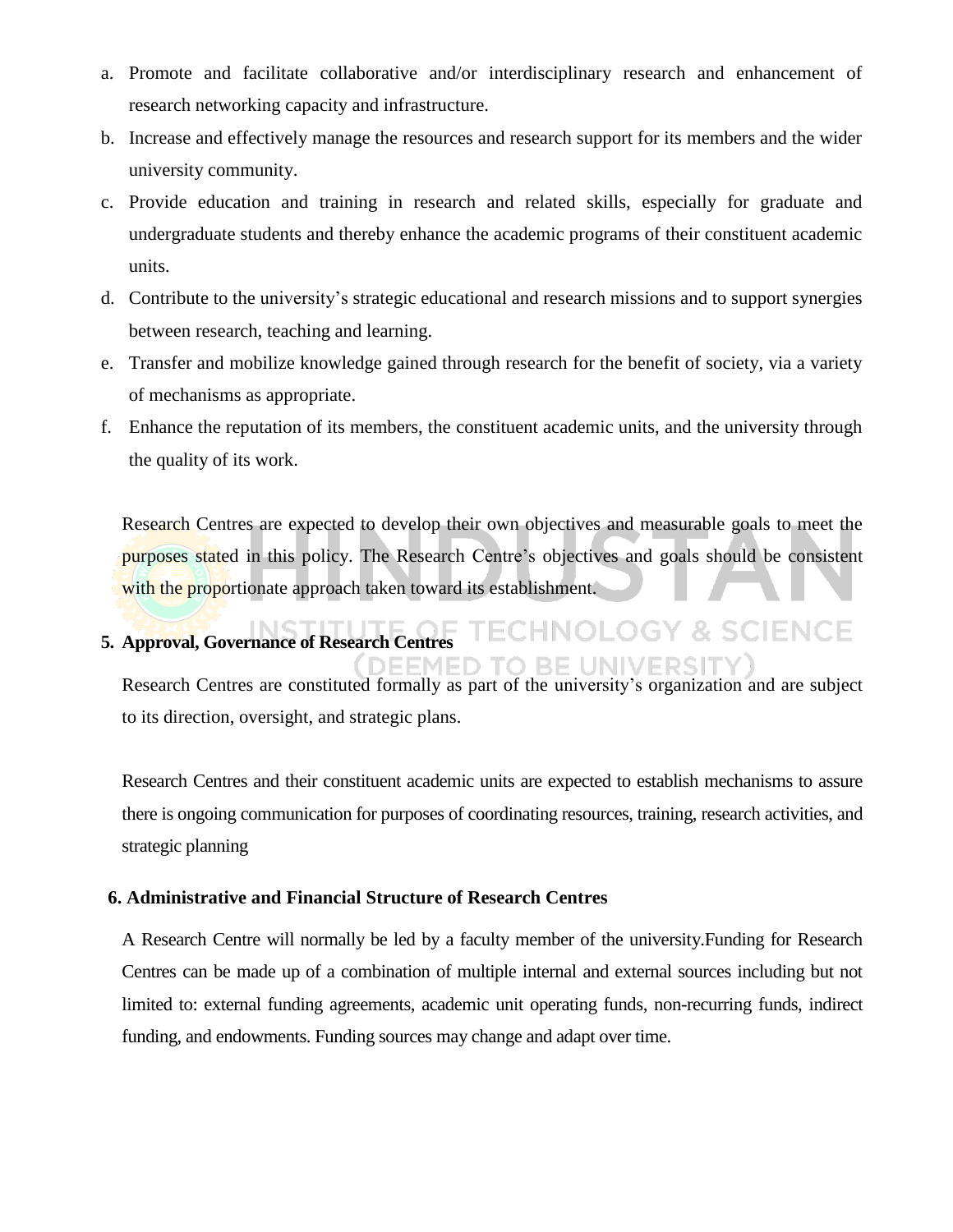a. Promote and facilitate collaborative and/or interdisciplinary research and enhancement of research networking capacity and infrastructure.
b. Increase and effectively manage the resources and research support for its members and the wider university community.
c. Provide education and training in research and related skills, especially for graduate and undergraduate students and thereby enhance the academic programs of their constituent academic units.
d. Contribute to the university's strategic educational and research missions and to support synergies between research, teaching and learning.
e. Transfer and mobilize knowledge gained through research for the benefit of society, via a variety of mechanisms as appropriate.
f. Enhance the reputation of its members, the constituent academic units, and the university through the quality of its work.

Research Centres are expected to develop their own objectives and measurable goals to meet the purposes stated in this policy. The Research Centre's objectives and goals should be consistent with the proportionate approach taken toward its establishment.

## 5. Approval, Governance of Research Centres

Research Centres are constituted formally as part of the university's organization and are subject to its direction, oversight, and strategic plans.

Research Centres and their constituent academic units are expected to establish mechanisms to assure there is ongoing communication for purposes of coordinating resources, training, research activities, and strategic planning

## 6. Administrative and Financial Structure of Research Centres

A Research Centre will normally be led by a faculty member of the university.Funding for Research Centres can be made up of a combination of multiple internal and external sources including but not limited to: external funding agreements, academic unit operating funds, non-recurring funds, indirect funding, and endowments. Funding sources may change and adapt over time.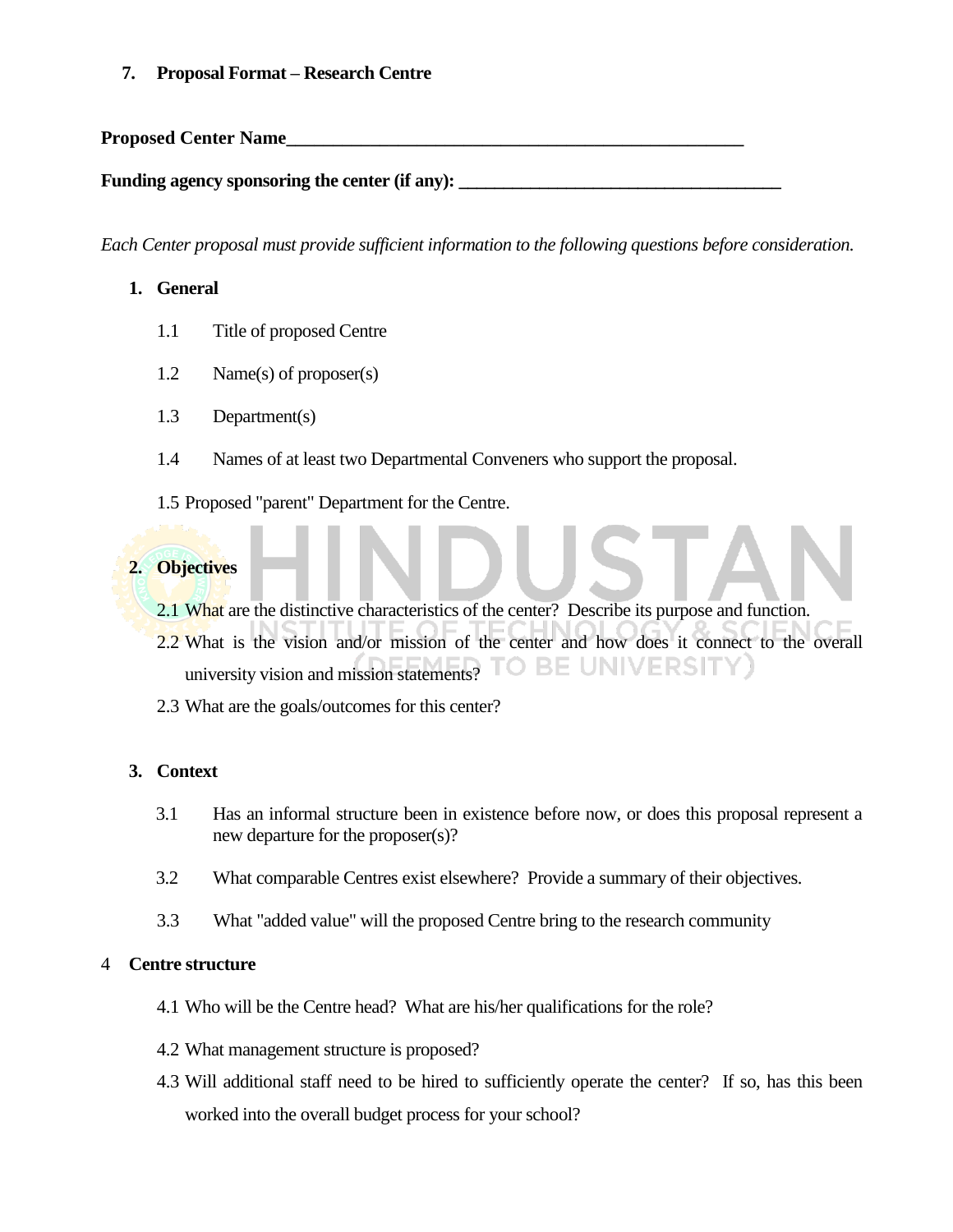## 7. Proposal Format – Research Centre

**Proposed Center Name**___________________________________________________

**Funding agency sponsoring the center (if any):** ___________________________________

*Each Center proposal must provide sufficient information to the following questions before consideration.*

### 1. General

1.1 Title of proposed Centre

1.2 Name(s) of proposer(s)

1.3 Department(s)

1.4 Names of at least two Departmental Conveners who support the proposal.

1.5 Proposed "parent" Department for the Centre.

### 2. Objectives

2.1 What are the distinctive characteristics of the center? Describe its purpose and function.

2.2 What is the vision and/or mission of the center and how does it connect to the overall university vision and mission statements?

2.3 What are the goals/outcomes for this center?

### 3. Context

3.1 Has an informal structure been in existence before now, or does this proposal represent a new departure for the proposer(s)?

3.2 What comparable Centres exist elsewhere? Provide a summary of their objectives.

3.3 What "added value" will the proposed Centre bring to the research community

### 4 Centre structure

4.1 Who will be the Centre head? What are his/her qualifications for the role?

4.2 What management structure is proposed?

4.3 Will additional staff need to be hired to sufficiently operate the center? If so, has this been worked into the overall budget process for your school?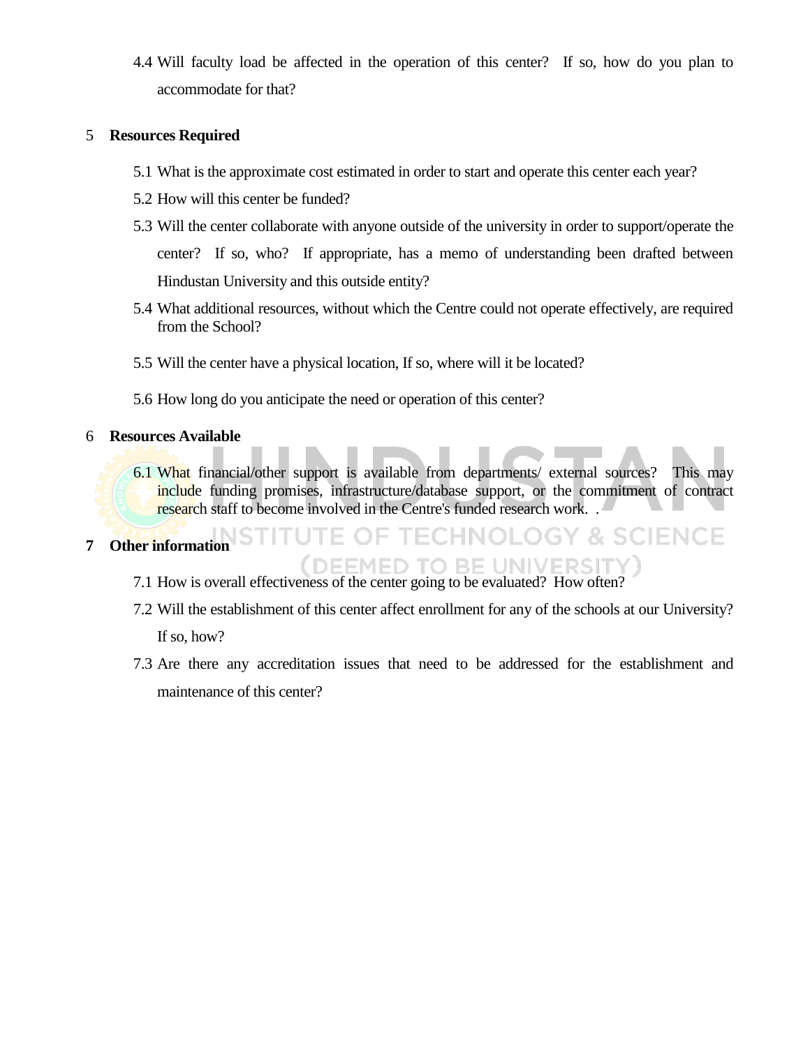4.4 Will faculty load be affected in the operation of this center? If so, how do you plan to accommodate for that?

## 5 Resources Required

5.1 What is the approximate cost estimated in order to start and operate this center each year?

5.2 How will this center be funded?

5.3 Will the center collaborate with anyone outside of the university in order to support/operate the center? If so, who? If appropriate, has a memo of understanding been drafted between Hindustan University and this outside entity?

5.4 What additional resources, without which the Centre could not operate effectively, are required from the School?

5.5 Will the center have a physical location, If so, where will it be located?

5.6 How long do you anticipate the need or operation of this center?

## 6 Resources Available

6.1 What financial/other support is available from departments/ external sources? This may include funding promises, infrastructure/database support, or the commitment of contract research staff to become involved in the Centre's funded research work. .

## 7 Other information

7.1 How is overall effectiveness of the center going to be evaluated? How often?

7.2 Will the establishment of this center affect enrollment for any of the schools at our University? If so, how?

7.3 Are there any accreditation issues that need to be addressed for the establishment and maintenance of this center?